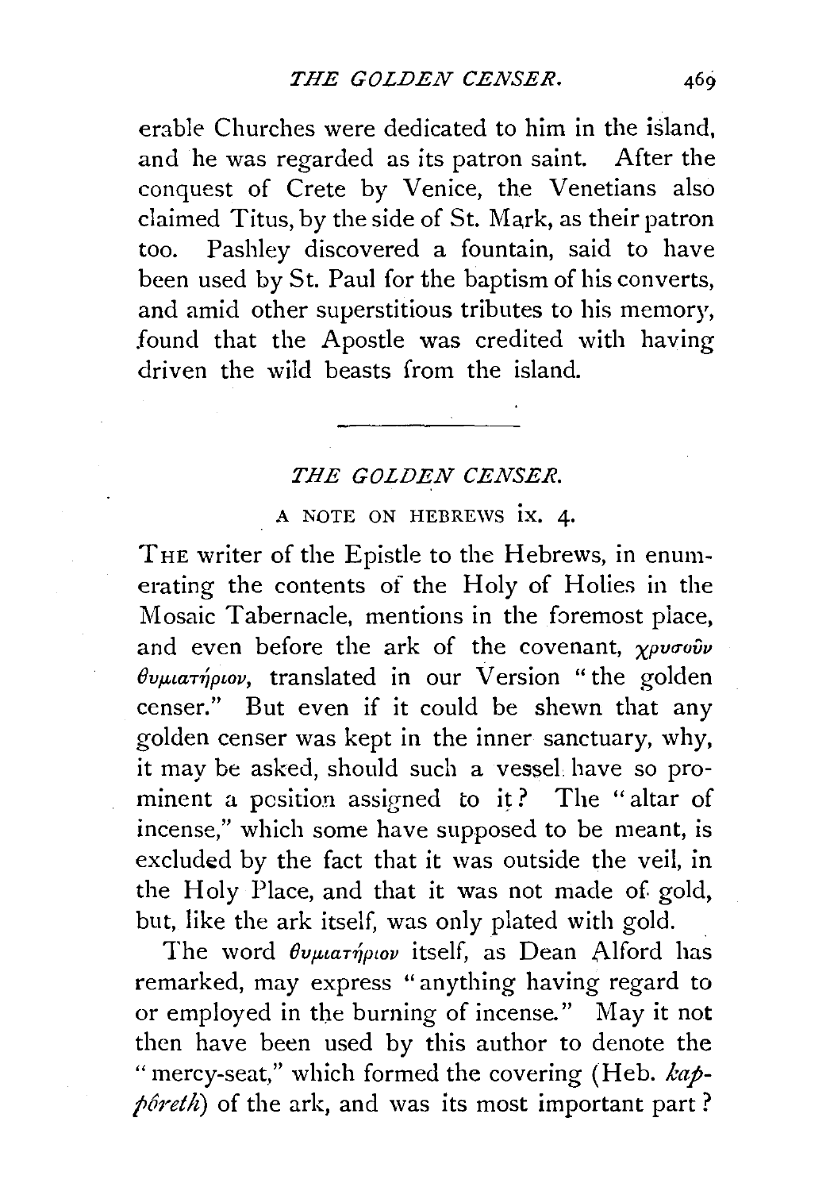erable Churches were dedicated to him in the island, and he was regarded as its patron saint. After the conquest of Crete by Venice, the Venetians also claimed Titus, by the side of St. Mark, as their patron too. Pashley discovered a fountain, said to have been used by St. Paul for the baptism of his converts, and amid other superstitious tributes to his memory, found that the Apostle was credited with having driven the wild beasts from the island.

---

## *THE GOLDEN CENSER.*

### A NOTE ON HEBREWS ix. 4.

THE writer of the Epistle to the Hebrews, in enumerating the contents of the Holy of Holies in the Mosaic Tabernacle, mentions in the foremost place, and even before the ark of the covenant, *χρυσοῦν θυμιατήριον*, translated in our Version "the golden censer." But even if it could be shewn that any golden censer was kept in the inner sanctuary, why, it may be asked, should such a vessel have so prominent a position assigned to it? The "altar of incense," which some have supposed to be meant, is excluded by the fact that it was outside the veil, in the Holy Place, and that it was not made of gold, but, like the ark itself, was only plated with gold.

The word *θυμιατήριον* itself, as Dean Alford has remarked, may express "anything having regard to or employed in the burning of incense." May it not then have been used by this author to denote the "mercy-seat," which formed the covering (Heb. *kappôreth*) of the ark, and was its most important part?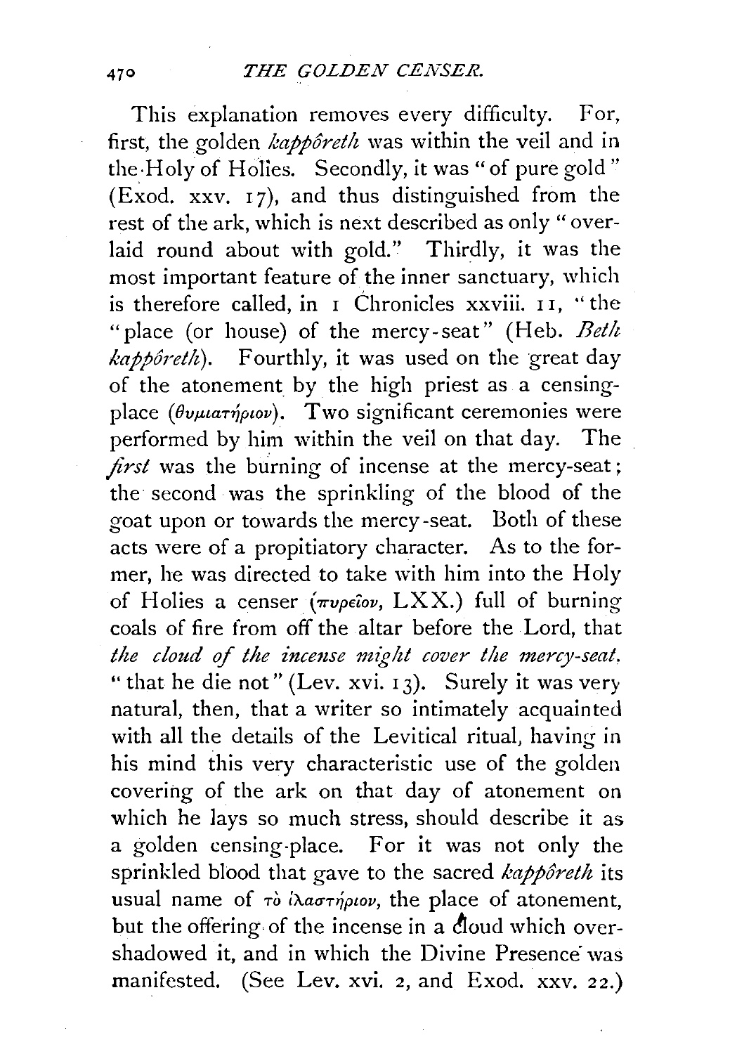This explanation removes every difficulty. For, first, the golden *kappôreth* was within the veil and in the Holy of Holies. Secondly, it was "of pure gold" (Exod. xxv. 17), and thus distinguished from the rest of the ark, which is next described as only "overlaid round about with gold." Thirdly, it was the most important feature of the inner sanctuary, which is therefore called, in 1 Chronicles xxviii. 11, "the "place (or house) of the mercy-seat" (Heb. *Beth kappôreth*). Fourthly, it was used on the great day of the atonement by the high priest as a censing-place (θυμιατήριον). Two significant ceremonies were performed by him within the veil on that day. The *first* was the burning of incense at the mercy-seat; the second was the sprinkling of the blood of the goat upon or towards the mercy-seat. Both of these acts were of a propitiatory character. As to the former, he was directed to take with him into the Holy of Holies a censer (πυρεῖον, LXX.) full of burning coals of fire from off the altar before the Lord, that *the cloud of the incense might cover the mercy-seat*, "that he die not" (Lev. xvi. 13). Surely it was very natural, then, that a writer so intimately acquainted with all the details of the Levitical ritual, having in his mind this very characteristic use of the golden covering of the ark on that day of atonement on which he lays so much stress, should describe it as a golden censing-place. For it was not only the sprinkled blood that gave to the sacred *kappôreth* its usual name of τὸ ἱλαστήριον, the place of atonement, but the offering of the incense in a cloud which overshadowed it, and in which the Divine Presence was manifested. (See Lev. xvi. 2, and Exod. xxv. 22.)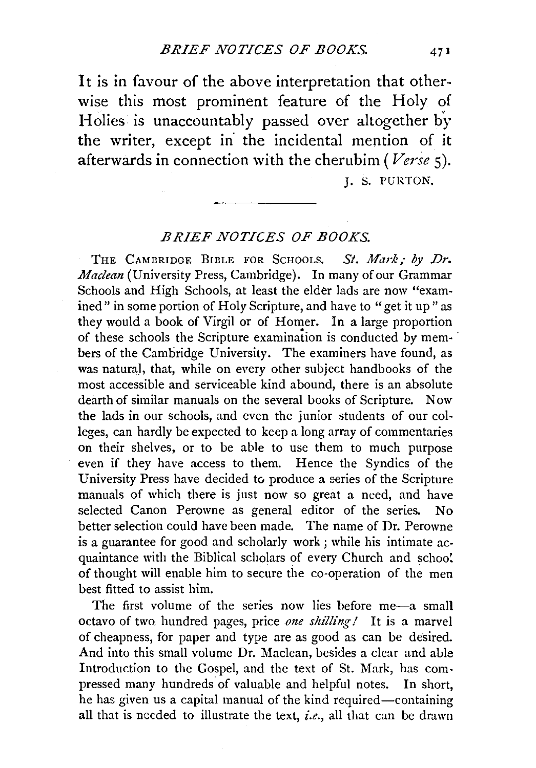It is in favour of the above interpretation that otherwise this most prominent feature of the Holy of Holies is unaccountably passed over altogether by the writer, except in the incidental mention of it afterwards in connection with the cherubim (*Verse* 5).

J. S. PURTON.

---

## *BRIEF NOTICES OF BOOKS.*

THE CAMBRIDGE BIBLE FOR SCHOOLS. *St. Mark; by Dr. Maclean* (University Press, Cambridge). In many of our Grammar Schools and High Schools, at least the elder lads are now "examined" in some portion of Holy Scripture, and have to "get it up" as they would a book of Virgil or of Homer. In a large proportion of these schools the Scripture examination is conducted by members of the Cambridge University. The examiners have found, as was natural, that, while on every other subject handbooks of the most accessible and serviceable kind abound, there is an absolute dearth of similar manuals on the several books of Scripture. Now the lads in our schools, and even the junior students of our colleges, can hardly be expected to keep a long array of commentaries on their shelves, or to be able to use them to much purpose even if they have access to them. Hence the Syndics of the University Press have decided to produce a series of the Scripture manuals of which there is just now so great a need, and have selected Canon Perowne as general editor of the series. No better selection could have been made. The name of Dr. Perowne is a guarantee for good and scholarly work; while his intimate acquaintance with the Biblical scholars of every Church and school of thought will enable him to secure the co-operation of the men best fitted to assist him.

The first volume of the series now lies before me—a small octavo of two hundred pages, price *one shilling!* It is a marvel of cheapness, for paper and type are as good as can be desired. And into this small volume Dr. Maclean, besides a clear and able Introduction to the Gospel, and the text of St. Mark, has compressed many hundreds of valuable and helpful notes. In short, he has given us a capital manual of the kind required—containing all that is needed to illustrate the text, *i.e.*, all that can be drawn